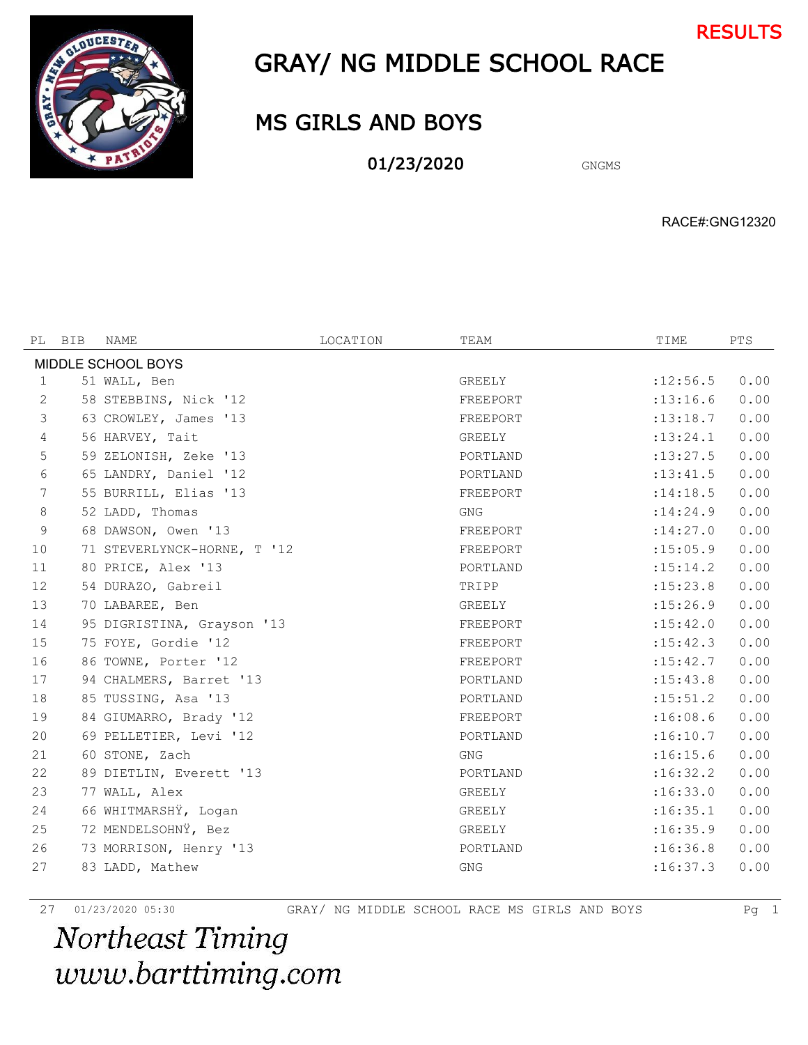RESULTS

# GRAY/ NG MIDDLE SCHOOL RACE

## MS GIRLS AND BOYS

**01/23/2020** GNGMS

RACE#:GNG12320

| PL | BIB | NAME | LOCATION | TEAM | TIME | PTS |
|---|---|---|---|---|---|---|
| MIDDLE SCHOOL BOYS | | | | | | |
| 1 | 51 | WALL, Ben | | GREELY | :12:56.5 | 0.00 |
| 2 | 58 | STEBBINS, Nick '12 | | FREEPORT | :13:16.6 | 0.00 |
| 3 | 63 | CROWLEY, James '13 | | FREEPORT | :13:18.7 | 0.00 |
| 4 | 56 | HARVEY, Tait | | GREELY | :13:24.1 | 0.00 |
| 5 | 59 | ZELONISH, Zeke '13 | | PORTLAND | :13:27.5 | 0.00 |
| 6 | 65 | LANDRY, Daniel '12 | | PORTLAND | :13:41.5 | 0.00 |
| 7 | 55 | BURRILL, Elias '13 | | FREEPORT | :14:18.5 | 0.00 |
| 8 | 52 | LADD, Thomas | | GNG | :14:24.9 | 0.00 |
| 9 | 68 | DAWSON, Owen '13 | | FREEPORT | :14:27.0 | 0.00 |
| 10 | 71 | STEVERLYNCK-HORNE, T '12 | | FREEPORT | :15:05.9 | 0.00 |
| 11 | 80 | PRICE, Alex '13 | | PORTLAND | :15:14.2 | 0.00 |
| 12 | 54 | DURAZO, Gabreil | | TRIPP | :15:23.8 | 0.00 |
| 13 | 70 | LABAREE, Ben | | GREELY | :15:26.9 | 0.00 |
| 14 | 95 | DIGRISTINA, Grayson '13 | | FREEPORT | :15:42.0 | 0.00 |
| 15 | 75 | FOYE, Gordie '12 | | FREEPORT | :15:42.3 | 0.00 |
| 16 | 86 | TOWNE, Porter '12 | | FREEPORT | :15:42.7 | 0.00 |
| 17 | 94 | CHALMERS, Barret '13 | | PORTLAND | :15:43.8 | 0.00 |
| 18 | 85 | TUSSING, Asa '13 | | PORTLAND | :15:51.2 | 0.00 |
| 19 | 84 | GIUMARRO, Brady '12 | | FREEPORT | :16:08.6 | 0.00 |
| 20 | 69 | PELLETIER, Levi '12 | | PORTLAND | :16:10.7 | 0.00 |
| 21 | 60 | STONE, Zach | | GNG | :16:15.6 | 0.00 |
| 22 | 89 | DIETLIN, Everett '13 | | PORTLAND | :16:32.2 | 0.00 |
| 23 | 77 | WALL, Alex | | GREELY | :16:33.0 | 0.00 |
| 24 | 66 | WHITMARSHŸ, Logan | | GREELY | :16:35.1 | 0.00 |
| 25 | 72 | MENDELSOHNŸ, Bez | | GREELY | :16:35.9 | 0.00 |
| 26 | 73 | MORRISON, Henry '13 | | PORTLAND | :16:36.8 | 0.00 |
| 27 | 83 | LADD, Mathew | | GNG | :16:37.3 | 0.00 |

*Northeast Timing*
*www.barttiming.com*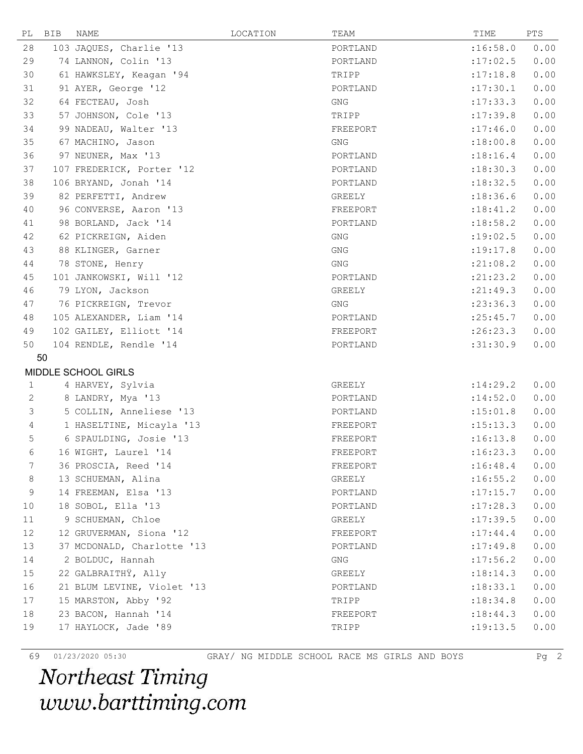| PL | BIB | NAME | LOCATION | TEAM | TIME | PTS |
|---|---|---|---|---|---|---|
| 28 | 103 | JAQUES, Charlie '13 | | PORTLAND | :16:58.0 | 0.00 |
| 29 | 74 | LANNON, Colin '13 | | PORTLAND | :17:02.5 | 0.00 |
| 30 | 61 | HAWKSLEY, Keagan '94 | | TRIPP | :17:18.8 | 0.00 |
| 31 | 91 | AYER, George '12 | | PORTLAND | :17:30.1 | 0.00 |
| 32 | 64 | FECTEAU, Josh | | GNG | :17:33.3 | 0.00 |
| 33 | 57 | JOHNSON, Cole '13 | | TRIPP | :17:39.8 | 0.00 |
| 34 | 99 | NADEAU, Walter '13 | | FREEPORT | :17:46.0 | 0.00 |
| 35 | 67 | MACHINO, Jason | | GNG | :18:00.8 | 0.00 |
| 36 | 97 | NEUNER, Max '13 | | PORTLAND | :18:16.4 | 0.00 |
| 37 | 107 | FREDERICK, Porter '12 | | PORTLAND | :18:30.3 | 0.00 |
| 38 | 106 | BRYAND, Jonah '14 | | PORTLAND | :18:32.5 | 0.00 |
| 39 | 82 | PERFETTI, Andrew | | GREELY | :18:36.6 | 0.00 |
| 40 | 96 | CONVERSE, Aaron '13 | | FREEPORT | :18:41.2 | 0.00 |
| 41 | 98 | BORLAND, Jack '14 | | PORTLAND | :18:58.2 | 0.00 |
| 42 | 62 | PICKREIGN, Aiden | | GNG | :19:02.5 | 0.00 |
| 43 | 88 | KLINGER, Garner | | GNG | :19:17.8 | 0.00 |
| 44 | 78 | STONE, Henry | | GNG | :21:08.2 | 0.00 |
| 45 | 101 | JANKOWSKI, Will '12 | | PORTLAND | :21:23.2 | 0.00 |
| 46 | 79 | LYON, Jackson | | GREELY | :21:49.3 | 0.00 |
| 47 | 76 | PICKREIGN, Trevor | | GNG | :23:36.3 | 0.00 |
| 48 | 105 | ALEXANDER, Liam '14 | | PORTLAND | :25:45.7 | 0.00 |
| 49 | 102 | GAILEY, Elliott '14 | | FREEPORT | :26:23.3 | 0.00 |
| 50 | 104 | RENDLE, Rendle '14 | | PORTLAND | :31:30.9 | 0.00 |

50

MIDDLE SCHOOL GIRLS

| PL | BIB | NAME | LOCATION | TEAM | TIME | PTS |
|---|---|---|---|---|---|---|
| 1 | 4 | HARVEY, Sylvia | | GREELY | :14:29.2 | 0.00 |
| 2 | 8 | LANDRY, Mya '13 | | PORTLAND | :14:52.0 | 0.00 |
| 3 | 5 | COLLIN, Anneliese '13 | | PORTLAND | :15:01.8 | 0.00 |
| 4 | 1 | HASELTINE, Micayla '13 | | FREEPORT | :15:13.3 | 0.00 |
| 5 | 6 | SPAULDING, Josie '13 | | FREEPORT | :16:13.8 | 0.00 |
| 6 | 16 | WIGHT, Laurel '14 | | FREEPORT | :16:23.3 | 0.00 |
| 7 | 36 | PROSCIA, Reed '14 | | FREEPORT | :16:48.4 | 0.00 |
| 8 | 13 | SCHUEMAN, Alina | | GREELY | :16:55.2 | 0.00 |
| 9 | 14 | FREEMAN, Elsa '13 | | PORTLAND | :17:15.7 | 0.00 |
| 10 | 18 | SOBOL, Ella '13 | | PORTLAND | :17:28.3 | 0.00 |
| 11 | 9 | SCHUEMAN, Chloe | | GREELY | :17:39.5 | 0.00 |
| 12 | 12 | GRUVERMAN, Siona '12 | | FREEPORT | :17:44.4 | 0.00 |
| 13 | 37 | MCDONALD, Charlotte '13 | | PORTLAND | :17:49.8 | 0.00 |
| 14 | 2 | BOLDUC, Hannah | | GNG | :17:56.2 | 0.00 |
| 15 | 22 | GALBRAITHŸ, Ally | | GREELY | :18:14.3 | 0.00 |
| 16 | 21 | BLUM LEVINE, Violet '13 | | PORTLAND | :18:33.1 | 0.00 |
| 17 | 15 | MARSTON, Abby '92 | | TRIPP | :18:34.8 | 0.00 |
| 18 | 23 | BACON, Hannah '14 | | FREEPORT | :18:44.3 | 0.00 |
| 19 | 17 | HAYLOCK, Jade '89 | | TRIPP | :19:13.5 | 0.00 |

69 01/23/2020 05:30 GRAY/ NG MIDDLE SCHOOL RACE MS GIRLS AND BOYS

*Northeast Timing*
*www.barttiming.com*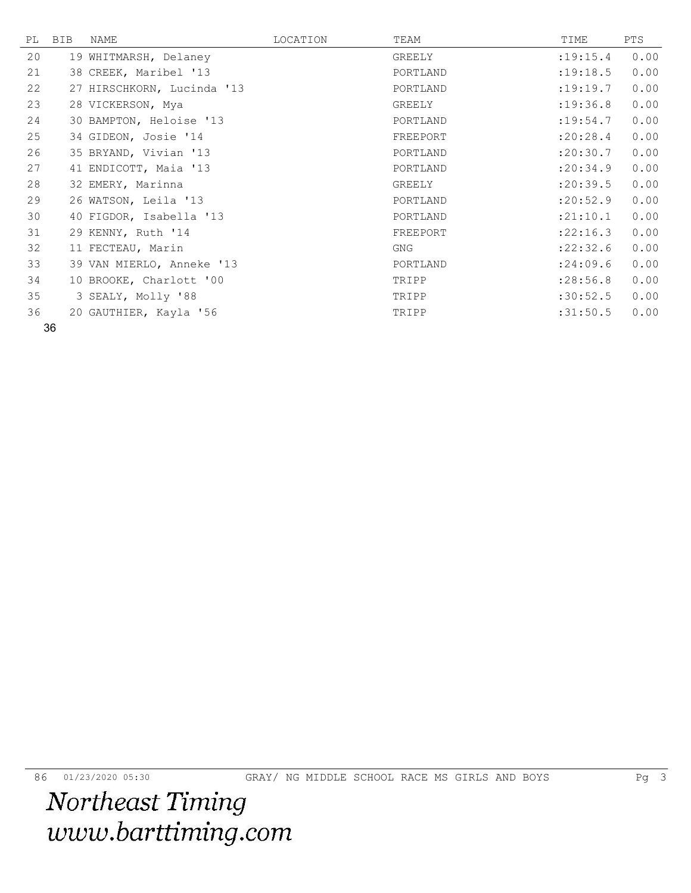| PL | BIB | NAME | LOCATION | TEAM | TIME | PTS |
|---|---|---|---|---|---|---|
| 20 | 19 | WHITMARSH, Delaney | | GREELY | :19:15.4 | 0.00 |
| 21 | 38 | CREEK, Maribel '13 | | PORTLAND | :19:18.5 | 0.00 |
| 22 | 27 | HIRSCHKORN, Lucinda '13 | | PORTLAND | :19:19.7 | 0.00 |
| 23 | 28 | VICKERSON, Mya | | GREELY | :19:36.8 | 0.00 |
| 24 | 30 | BAMPTON, Heloise '13 | | PORTLAND | :19:54.7 | 0.00 |
| 25 | 34 | GIDEON, Josie '14 | | FREEPORT | :20:28.4 | 0.00 |
| 26 | 35 | BRYAND, Vivian '13 | | PORTLAND | :20:30.7 | 0.00 |
| 27 | 41 | ENDICOTT, Maia '13 | | PORTLAND | :20:34.9 | 0.00 |
| 28 | 32 | EMERY, Marinna | | GREELY | :20:39.5 | 0.00 |
| 29 | 26 | WATSON, Leila '13 | | PORTLAND | :20:52.9 | 0.00 |
| 30 | 40 | FIGDOR, Isabella '13 | | PORTLAND | :21:10.1 | 0.00 |
| 31 | 29 | KENNY, Ruth '14 | | FREEPORT | :22:16.3 | 0.00 |
| 32 | 11 | FECTEAU, Marin | | GNG | :22:32.6 | 0.00 |
| 33 | 39 | VAN MIERLO, Anneke '13 | | PORTLAND | :24:09.6 | 0.00 |
| 34 | 10 | BROOKE, Charlott '00 | | TRIPP | :28:56.8 | 0.00 |
| 35 | 3 | SEALY, Molly '88 | | TRIPP | :30:52.5 | 0.00 |
| 36 | 20 | GAUTHIER, Kayla '56 | | TRIPP | :31:50.5 | 0.00 |

36

86 01/23/2020 05:30 GRAY/ NG MIDDLE SCHOOL RACE MS GIRLS AND BOYS

*Northeast Timing*
*www.barttiming.com*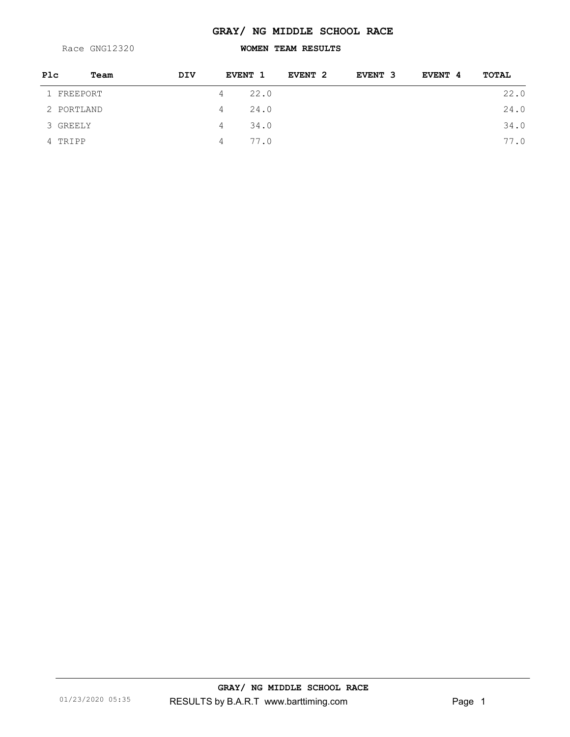# GRAY/ NG MIDDLE SCHOOL RACE

Race GNG12320

## WOMEN TEAM RESULTS

| Plc | Team | DIV | | EVENT 1 | EVENT 2 | EVENT 3 | EVENT 4 | TOTAL |
|---|---|---|---|---|---|---|---|---|
| 1 | FREEPORT | | 4 | 22.0 | | | | 22.0 |
| 2 | PORTLAND | | 4 | 24.0 | | | | 24.0 |
| 3 | GREELY | | 4 | 34.0 | | | | 34.0 |
| 4 | TRIPP | | 4 | 77.0 | | | | 77.0 |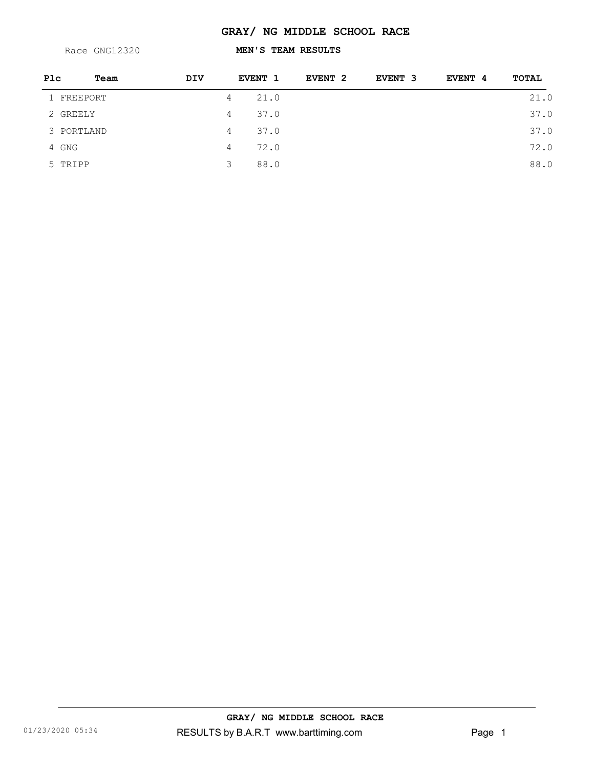# GRAY/ NG MIDDLE SCHOOL RACE

Race GNG12320

**MEN'S TEAM RESULTS**

| Plc | Team | DIV | EVENT 1 | EVENT 2 | EVENT 3 | EVENT 4 | TOTAL |
|---|---|---|---|---|---|---|---|
| 1 | FREEPORT | 4 | 21.0 | | | | 21.0 |
| 2 | GREELY | 4 | 37.0 | | | | 37.0 |
| 3 | PORTLAND | 4 | 37.0 | | | | 37.0 |
| 4 | GNG | 4 | 72.0 | | | | 72.0 |
| 5 | TRIPP | 3 | 88.0 | | | | 88.0 |

01/23/2020 05:34

RESULTS by B.A.R.T www.barttiming.com